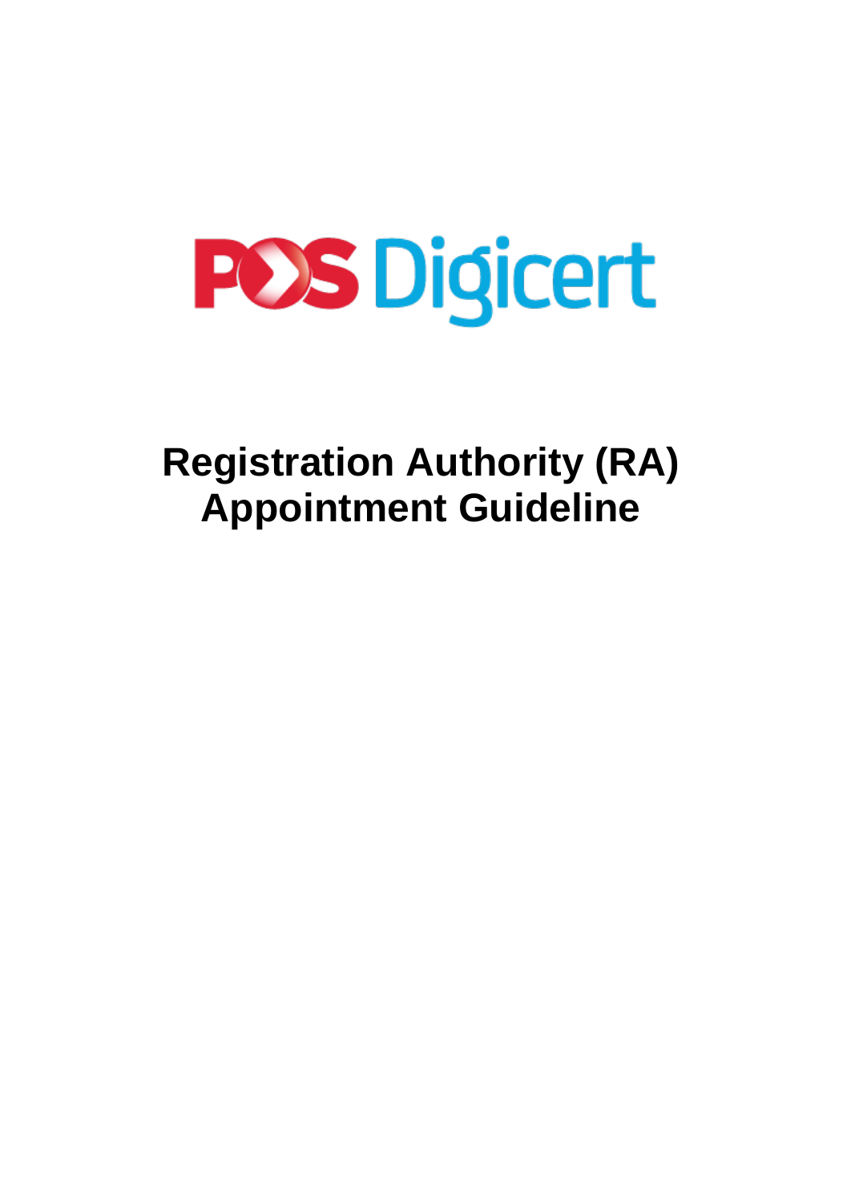POS Digicert

# Registration Authority (RA) Appointment Guideline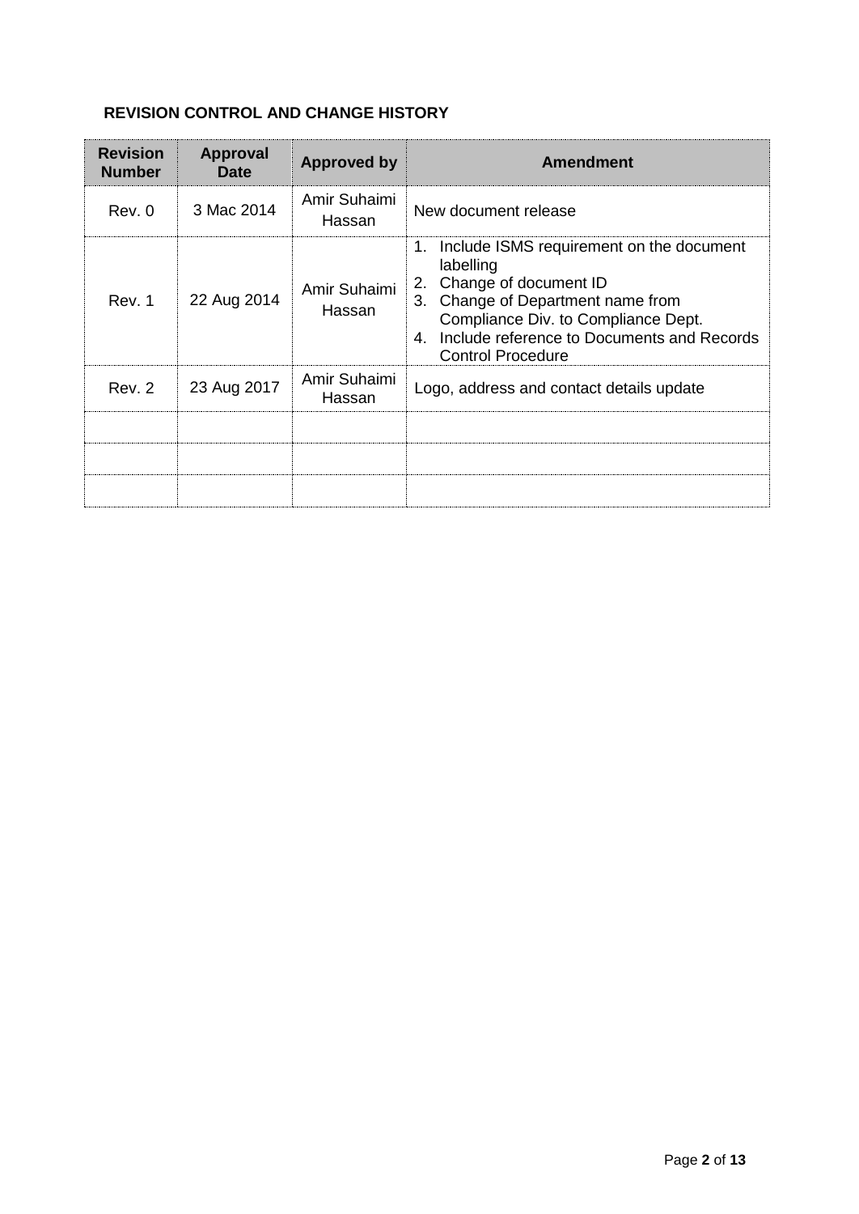**REVISION CONTROL AND CHANGE HISTORY**

| Revision Number | Approval Date | Approved by | Amendment |
|---|---|---|---|
| Rev. 0 | 3 Mac 2014 | Amir Suhaimi Hassan | New document release |
| Rev. 1 | 22 Aug 2014 | Amir Suhaimi Hassan | 1. Include ISMS requirement on the document labelling<br>2. Change of document ID<br>3. Change of Department name from Compliance Div. to Compliance Dept.<br>4. Include reference to Documents and Records Control Procedure |
| Rev. 2 | 23 Aug 2017 | Amir Suhaimi Hassan | Logo, address and contact details update |
| | | | |
| | | | |
| | | | |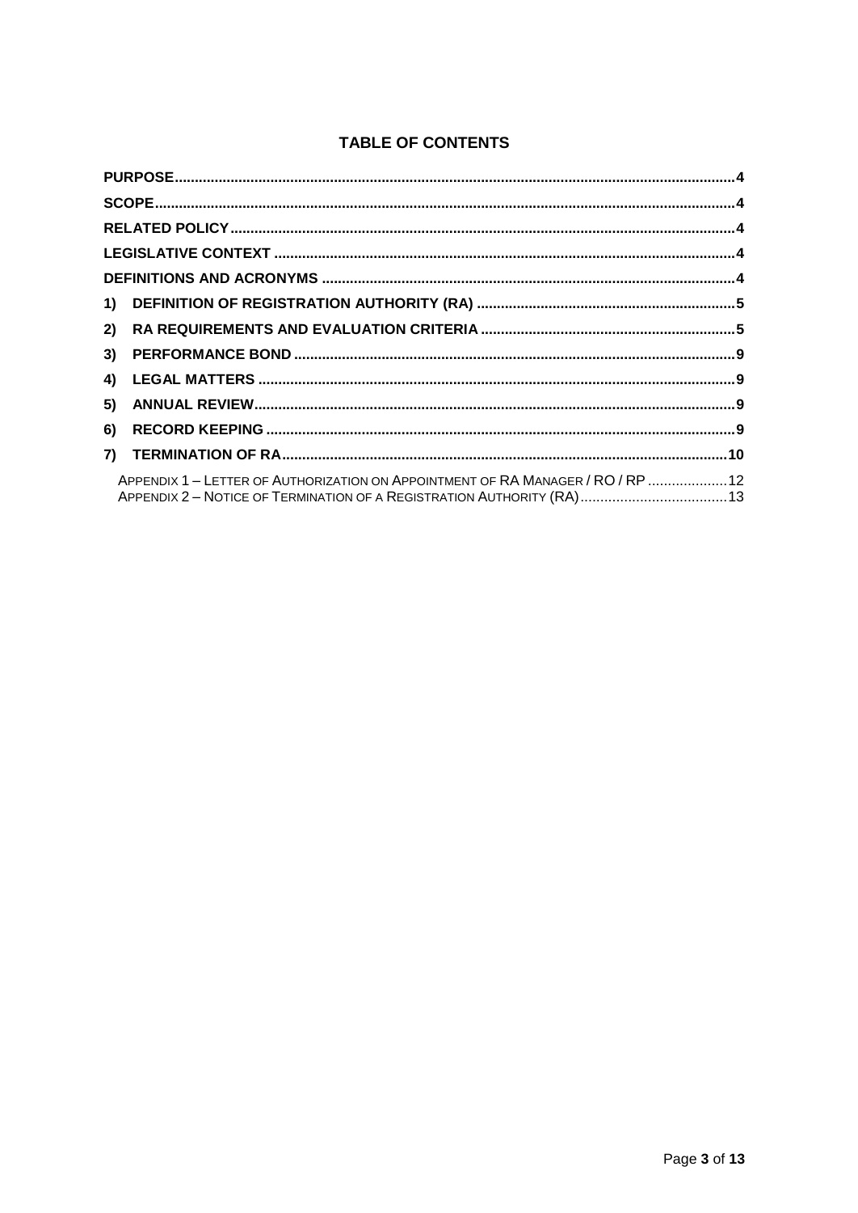# TABLE OF CONTENTS

**PURPOSE** ........ 4

**SCOPE** ........ 4

**RELATED POLICY** ........ 4

**LEGISLATIVE CONTEXT** ........ 4

**DEFINITIONS AND ACRONYMS** ........ 4

**1) DEFINITION OF REGISTRATION AUTHORITY (RA)** ........ 5

**2) RA REQUIREMENTS AND EVALUATION CRITERIA** ........ 5

**3) PERFORMANCE BOND** ........ 9

**4) LEGAL MATTERS** ........ 9

**5) ANNUAL REVIEW** ........ 9

**6) RECORD KEEPING** ........ 9

**7) TERMINATION OF RA** ........ 10

APPENDIX 1 – LETTER OF AUTHORIZATION ON APPOINTMENT OF RA MANAGER / RO / RP ........ 12

APPENDIX 2 – NOTICE OF TERMINATION OF A REGISTRATION AUTHORITY (RA) ........ 13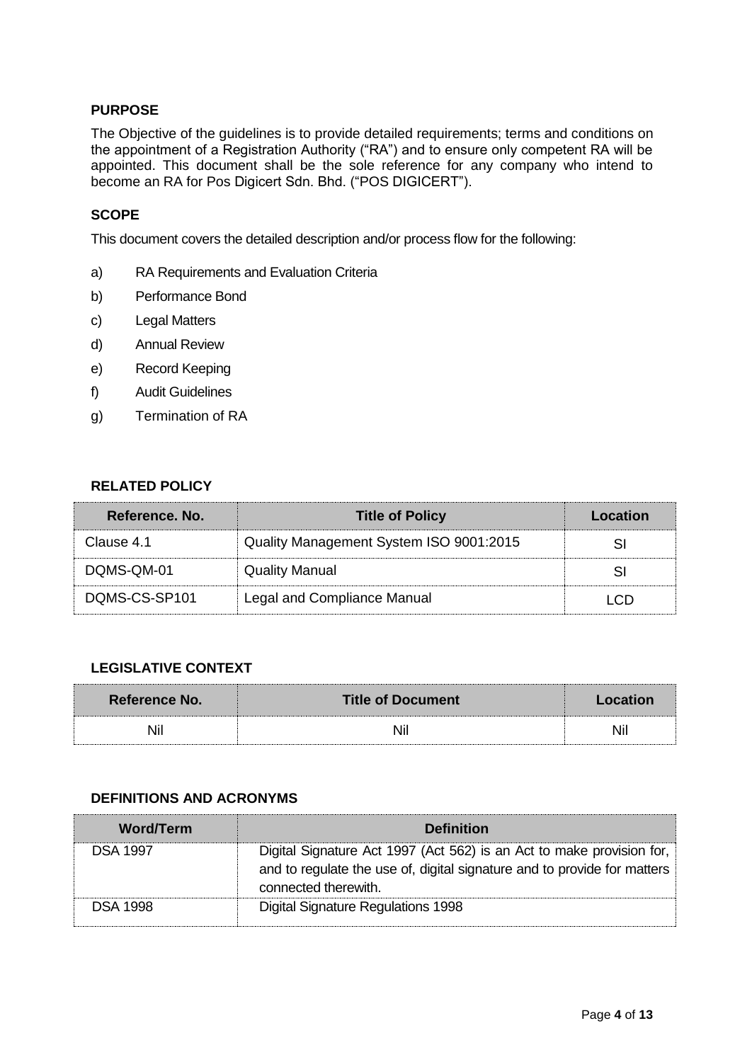## PURPOSE

The Objective of the guidelines is to provide detailed requirements; terms and conditions on the appointment of a Registration Authority ("RA") and to ensure only competent RA will be appointed. This document shall be the sole reference for any company who intend to become an RA for Pos Digicert Sdn. Bhd. ("POS DIGICERT").

## SCOPE

This document covers the detailed description and/or process flow for the following:

a) RA Requirements and Evaluation Criteria

b) Performance Bond

c) Legal Matters

d) Annual Review

e) Record Keeping

f) Audit Guidelines

g) Termination of RA

## RELATED POLICY

| Reference. No. | Title of Policy | Location |
| --- | --- | --- |
| Clause 4.1 | Quality Management System ISO 9001:2015 | SI |
| DQMS-QM-01 | Quality Manual | SI |
| DQMS-CS-SP101 | Legal and Compliance Manual | LCD |

## LEGISLATIVE CONTEXT

| Reference No. | Title of Document | Location |
| --- | --- | --- |
| Nil | Nil | Nil |

## DEFINITIONS AND ACRONYMS

| Word/Term | Definition |
| --- | --- |
| DSA 1997 | Digital Signature Act 1997 (Act 562) is an Act to make provision for, and to regulate the use of, digital signature and to provide for matters connected therewith. |
| DSA 1998 | Digital Signature Regulations 1998 |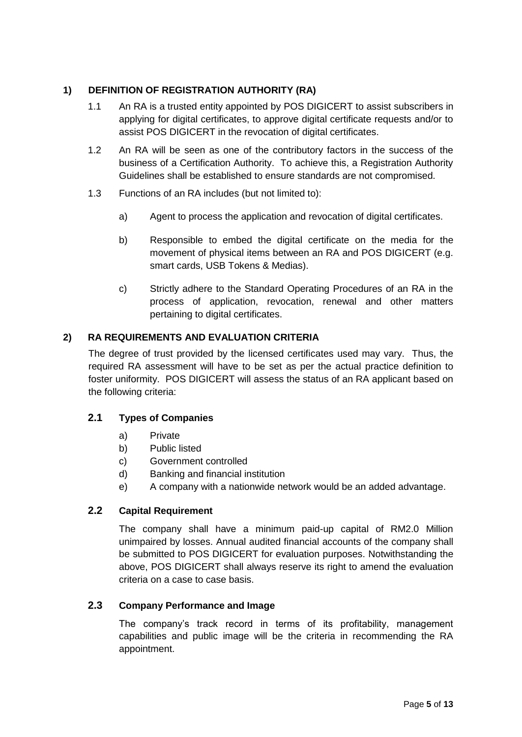## 1) DEFINITION OF REGISTRATION AUTHORITY (RA)

1.1 An RA is a trusted entity appointed by POS DIGICERT to assist subscribers in applying for digital certificates, to approve digital certificate requests and/or to assist POS DIGICERT in the revocation of digital certificates.

1.2 An RA will be seen as one of the contributory factors in the success of the business of a Certification Authority. To achieve this, a Registration Authority Guidelines shall be established to ensure standards are not compromised.

1.3 Functions of an RA includes (but not limited to):

a) Agent to process the application and revocation of digital certificates.

b) Responsible to embed the digital certificate on the media for the movement of physical items between an RA and POS DIGICERT (e.g. smart cards, USB Tokens & Medias).

c) Strictly adhere to the Standard Operating Procedures of an RA in the process of application, revocation, renewal and other matters pertaining to digital certificates.

## 2) RA REQUIREMENTS AND EVALUATION CRITERIA

The degree of trust provided by the licensed certificates used may vary. Thus, the required RA assessment will have to be set as per the actual practice definition to foster uniformity. POS DIGICERT will assess the status of an RA applicant based on the following criteria:

### 2.1 Types of Companies

a) Private
b) Public listed
c) Government controlled
d) Banking and financial institution
e) A company with a nationwide network would be an added advantage.

### 2.2 Capital Requirement

The company shall have a minimum paid-up capital of RM2.0 Million unimpaired by losses. Annual audited financial accounts of the company shall be submitted to POS DIGICERT for evaluation purposes. Notwithstanding the above, POS DIGICERT shall always reserve its right to amend the evaluation criteria on a case to case basis.

### 2.3 Company Performance and Image

The company's track record in terms of its profitability, management capabilities and public image will be the criteria in recommending the RA appointment.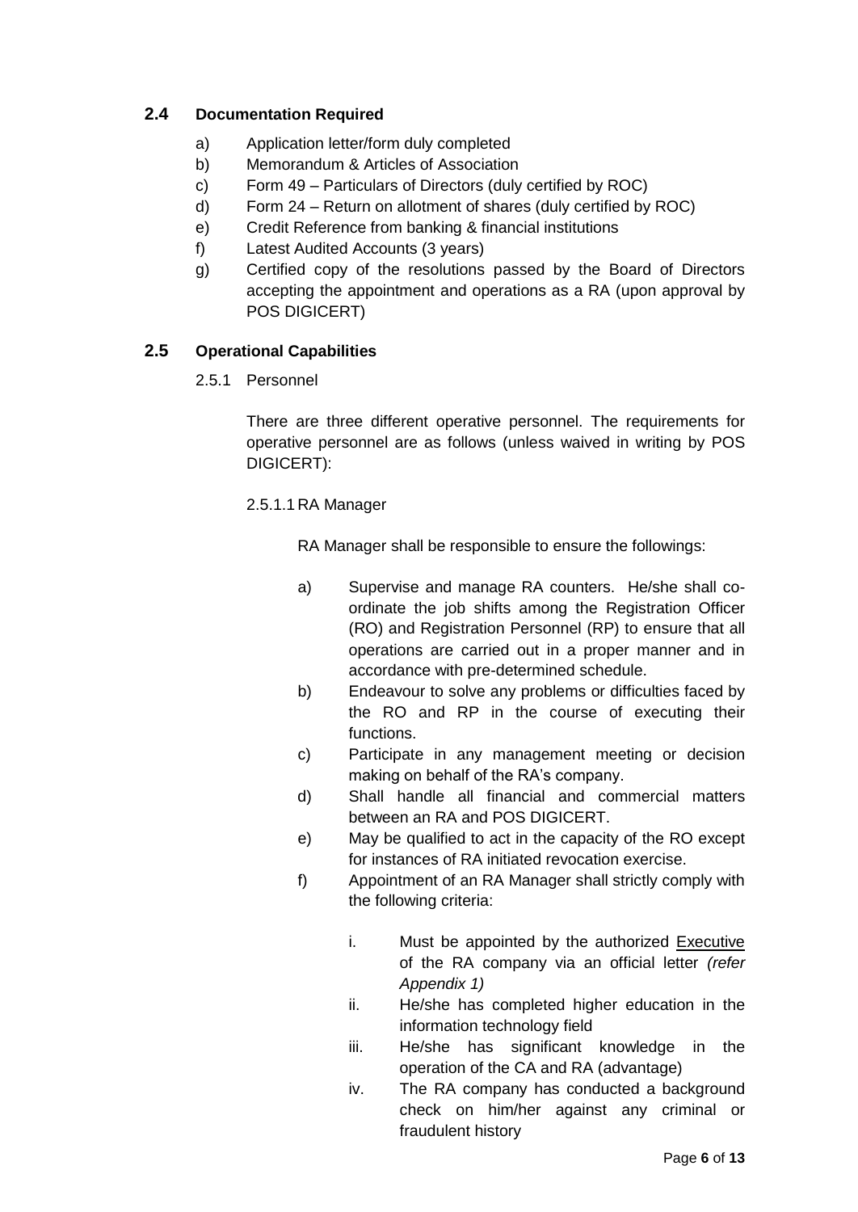## 2.4 Documentation Required

a) Application letter/form duly completed

b) Memorandum & Articles of Association

c) Form 49 – Particulars of Directors (duly certified by ROC)

d) Form 24 – Return on allotment of shares (duly certified by ROC)

e) Credit Reference from banking & financial institutions

f) Latest Audited Accounts (3 years)

g) Certified copy of the resolutions passed by the Board of Directors accepting the appointment and operations as a RA (upon approval by POS DIGICERT)

## 2.5 Operational Capabilities

### 2.5.1 Personnel

There are three different operative personnel. The requirements for operative personnel are as follows (unless waived in writing by POS DIGICERT):

#### 2.5.1.1 RA Manager

RA Manager shall be responsible to ensure the followings:

a) Supervise and manage RA counters. He/she shall co-ordinate the job shifts among the Registration Officer (RO) and Registration Personnel (RP) to ensure that all operations are carried out in a proper manner and in accordance with pre-determined schedule.

b) Endeavour to solve any problems or difficulties faced by the RO and RP in the course of executing their functions.

c) Participate in any management meeting or decision making on behalf of the RA's company.

d) Shall handle all financial and commercial matters between an RA and POS DIGICERT.

e) May be qualified to act in the capacity of the RO except for instances of RA initiated revocation exercise.

f) Appointment of an RA Manager shall strictly comply with the following criteria:

   i. Must be appointed by the authorized Executive of the RA company via an official letter *(refer Appendix 1)*

   ii. He/she has completed higher education in the information technology field

   iii. He/she has significant knowledge in the operation of the CA and RA (advantage)

   iv. The RA company has conducted a background check on him/her against any criminal or fraudulent history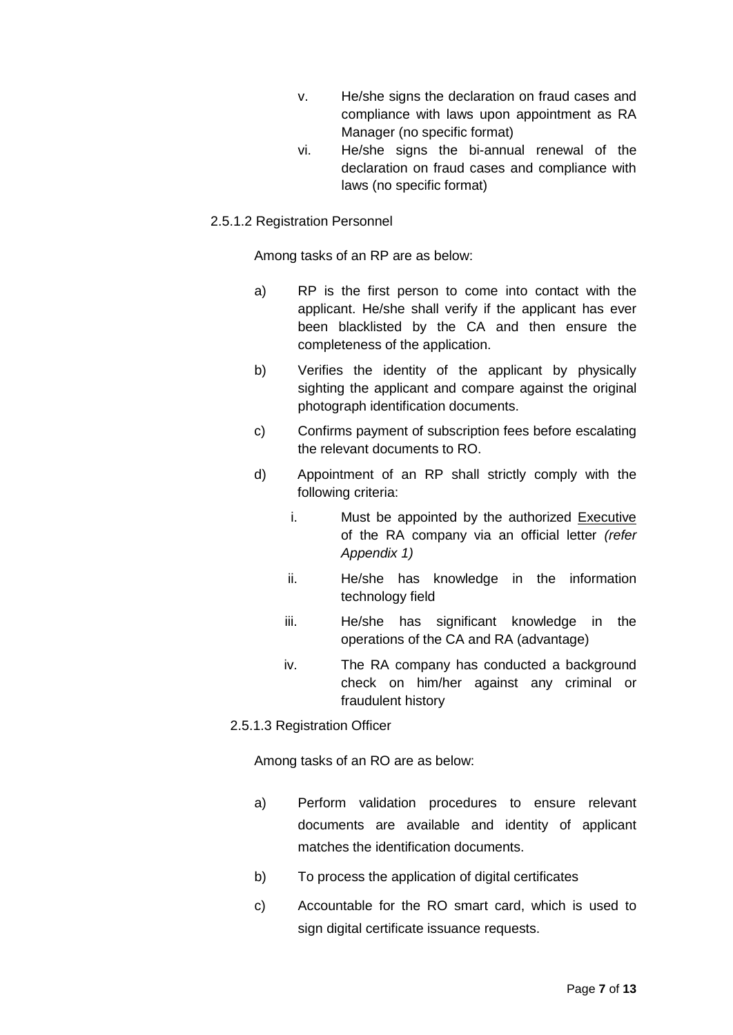v. He/she signs the declaration on fraud cases and compliance with laws upon appointment as RA Manager (no specific format)

vi. He/she signs the bi-annual renewal of the declaration on fraud cases and compliance with laws (no specific format)

2.5.1.2 Registration Personnel

Among tasks of an RP are as below:

a) RP is the first person to come into contact with the applicant. He/she shall verify if the applicant has ever been blacklisted by the CA and then ensure the completeness of the application.

b) Verifies the identity of the applicant by physically sighting the applicant and compare against the original photograph identification documents.

c) Confirms payment of subscription fees before escalating the relevant documents to RO.

d) Appointment of an RP shall strictly comply with the following criteria:

   i. Must be appointed by the authorized Executive of the RA company via an official letter *(refer Appendix 1)*

   ii. He/she has knowledge in the information technology field

   iii. He/she has significant knowledge in the operations of the CA and RA (advantage)

   iv. The RA company has conducted a background check on him/her against any criminal or fraudulent history

2.5.1.3 Registration Officer

Among tasks of an RO are as below:

a) Perform validation procedures to ensure relevant documents are available and identity of applicant matches the identification documents.

b) To process the application of digital certificates

c) Accountable for the RO smart card, which is used to sign digital certificate issuance requests.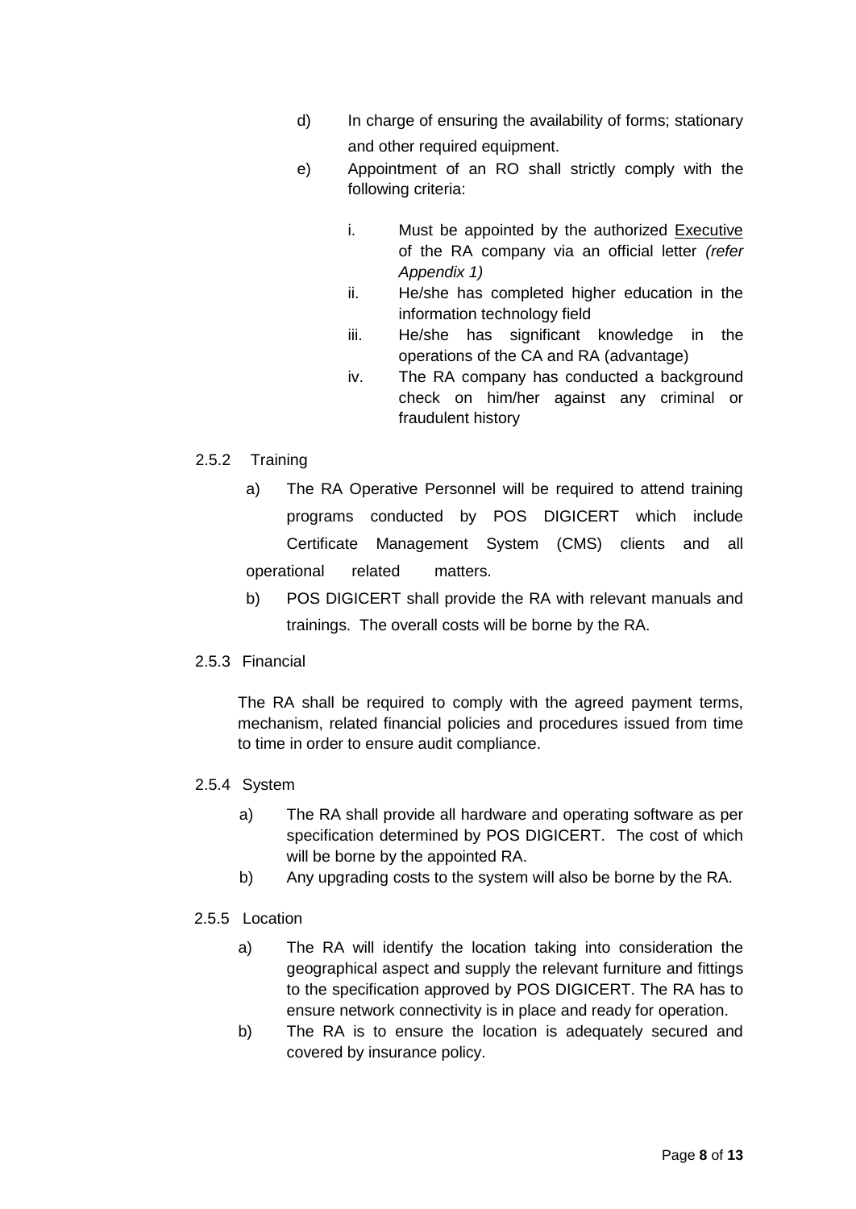d) In charge of ensuring the availability of forms; stationary and other required equipment.

e) Appointment of an RO shall strictly comply with the following criteria:

   i. Must be appointed by the authorized Executive of the RA company via an official letter *(refer Appendix 1)*
   
   ii. He/she has completed higher education in the information technology field
   
   iii. He/she has significant knowledge in the operations of the CA and RA (advantage)
   
   iv. The RA company has conducted a background check on him/her against any criminal or fraudulent history

2.5.2 Training

a) The RA Operative Personnel will be required to attend training programs conducted by POS DIGICERT which include Certificate Management System (CMS) clients and all operational related matters.

b) POS DIGICERT shall provide the RA with relevant manuals and trainings. The overall costs will be borne by the RA.

2.5.3 Financial

The RA shall be required to comply with the agreed payment terms, mechanism, related financial policies and procedures issued from time to time in order to ensure audit compliance.

2.5.4 System

a) The RA shall provide all hardware and operating software as per specification determined by POS DIGICERT. The cost of which will be borne by the appointed RA.

b) Any upgrading costs to the system will also be borne by the RA.

2.5.5 Location

a) The RA will identify the location taking into consideration the geographical aspect and supply the relevant furniture and fittings to the specification approved by POS DIGICERT. The RA has to ensure network connectivity is in place and ready for operation.

b) The RA is to ensure the location is adequately secured and covered by insurance policy.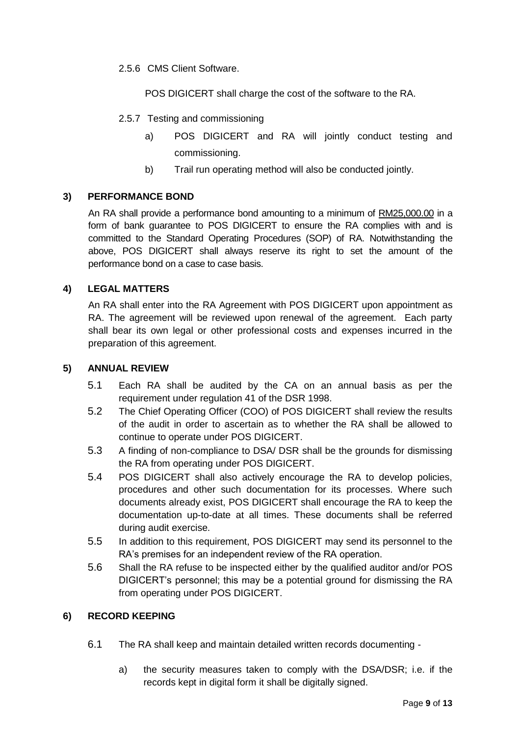2.5.6 CMS Client Software.

POS DIGICERT shall charge the cost of the software to the RA.

2.5.7 Testing and commissioning

a) POS DIGICERT and RA will jointly conduct testing and commissioning.

b) Trail run operating method will also be conducted jointly.

**3) PERFORMANCE BOND**

An RA shall provide a performance bond amounting to a minimum of RM25,000.00 in a form of bank guarantee to POS DIGICERT to ensure the RA complies with and is committed to the Standard Operating Procedures (SOP) of RA. Notwithstanding the above, POS DIGICERT shall always reserve its right to set the amount of the performance bond on a case to case basis.

**4) LEGAL MATTERS**

An RA shall enter into the RA Agreement with POS DIGICERT upon appointment as RA. The agreement will be reviewed upon renewal of the agreement. Each party shall bear its own legal or other professional costs and expenses incurred in the preparation of this agreement.

**5) ANNUAL REVIEW**

5.1 Each RA shall be audited by the CA on an annual basis as per the requirement under regulation 41 of the DSR 1998.

5.2 The Chief Operating Officer (COO) of POS DIGICERT shall review the results of the audit in order to ascertain as to whether the RA shall be allowed to continue to operate under POS DIGICERT.

5.3 A finding of non-compliance to DSA/ DSR shall be the grounds for dismissing the RA from operating under POS DIGICERT.

5.4 POS DIGICERT shall also actively encourage the RA to develop policies, procedures and other such documentation for its processes. Where such documents already exist, POS DIGICERT shall encourage the RA to keep the documentation up-to-date at all times. These documents shall be referred during audit exercise.

5.5 In addition to this requirement, POS DIGICERT may send its personnel to the RA's premises for an independent review of the RA operation.

5.6 Shall the RA refuse to be inspected either by the qualified auditor and/or POS DIGICERT's personnel; this may be a potential ground for dismissing the RA from operating under POS DIGICERT.

**6) RECORD KEEPING**

6.1 The RA shall keep and maintain detailed written records documenting -

a) the security measures taken to comply with the DSA/DSR; i.e. if the records kept in digital form it shall be digitally signed.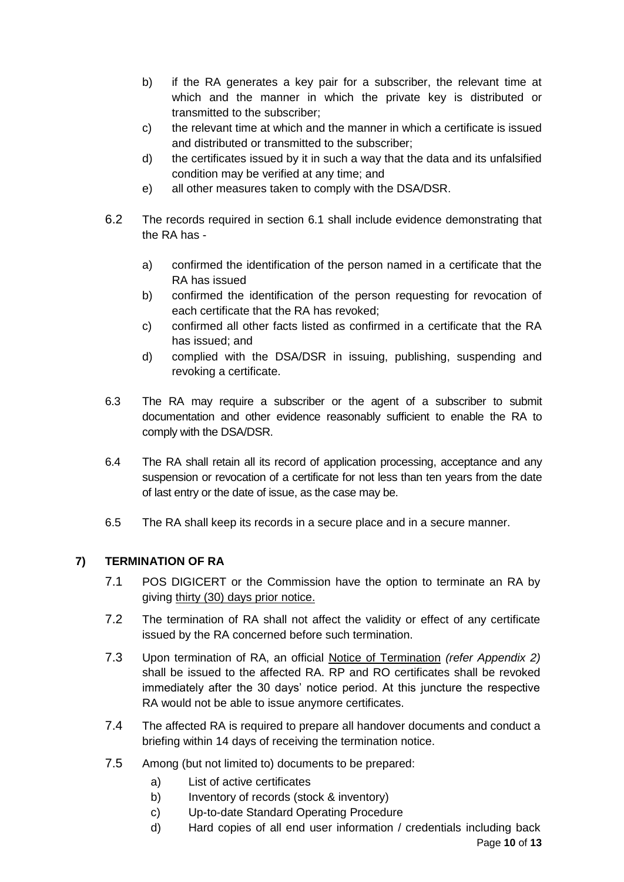b) if the RA generates a key pair for a subscriber, the relevant time at which and the manner in which the private key is distributed or transmitted to the subscriber;

c) the relevant time at which and the manner in which a certificate is issued and distributed or transmitted to the subscriber;

d) the certificates issued by it in such a way that the data and its unfalsified condition may be verified at any time; and

e) all other measures taken to comply with the DSA/DSR.

6.2 The records required in section 6.1 shall include evidence demonstrating that the RA has -

a) confirmed the identification of the person named in a certificate that the RA has issued

b) confirmed the identification of the person requesting for revocation of each certificate that the RA has revoked;

c) confirmed all other facts listed as confirmed in a certificate that the RA has issued; and

d) complied with the DSA/DSR in issuing, publishing, suspending and revoking a certificate.

6.3 The RA may require a subscriber or the agent of a subscriber to submit documentation and other evidence reasonably sufficient to enable the RA to comply with the DSA/DSR.

6.4 The RA shall retain all its record of application processing, acceptance and any suspension or revocation of a certificate for not less than ten years from the date of last entry or the date of issue, as the case may be.

6.5 The RA shall keep its records in a secure place and in a secure manner.

## 7) TERMINATION OF RA

7.1 POS DIGICERT or the Commission have the option to terminate an RA by giving thirty (30) days prior notice.

7.2 The termination of RA shall not affect the validity or effect of any certificate issued by the RA concerned before such termination.

7.3 Upon termination of RA, an official Notice of Termination *(refer Appendix 2)* shall be issued to the affected RA. RP and RO certificates shall be revoked immediately after the 30 days' notice period. At this juncture the respective RA would not be able to issue anymore certificates.

7.4 The affected RA is required to prepare all handover documents and conduct a briefing within 14 days of receiving the termination notice.

7.5 Among (but not limited to) documents to be prepared:

a) List of active certificates

b) Inventory of records (stock & inventory)

c) Up-to-date Standard Operating Procedure

d) Hard copies of all end user information / credentials including back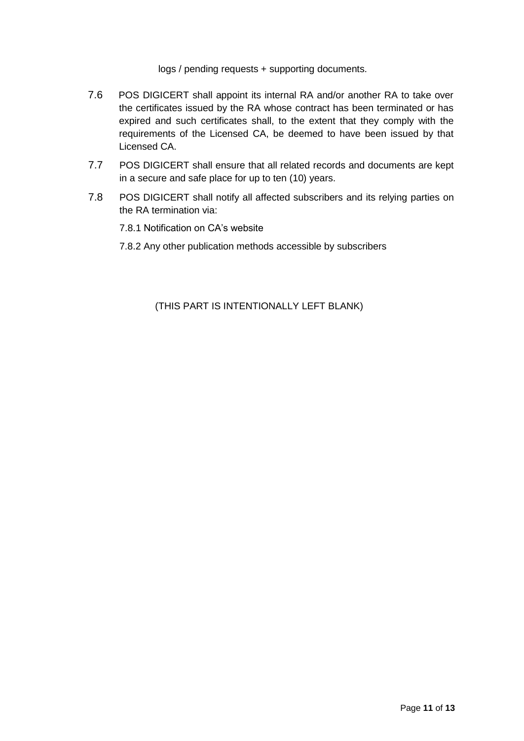logs / pending requests + supporting documents.

7.6 POS DIGICERT shall appoint its internal RA and/or another RA to take over the certificates issued by the RA whose contract has been terminated or has expired and such certificates shall, to the extent that they comply with the requirements of the Licensed CA, be deemed to have been issued by that Licensed CA.

7.7 POS DIGICERT shall ensure that all related records and documents are kept in a secure and safe place for up to ten (10) years.

7.8 POS DIGICERT shall notify all affected subscribers and its relying parties on the RA termination via:

7.8.1 Notification on CA's website

7.8.2 Any other publication methods accessible by subscribers

(THIS PART IS INTENTIONALLY LEFT BLANK)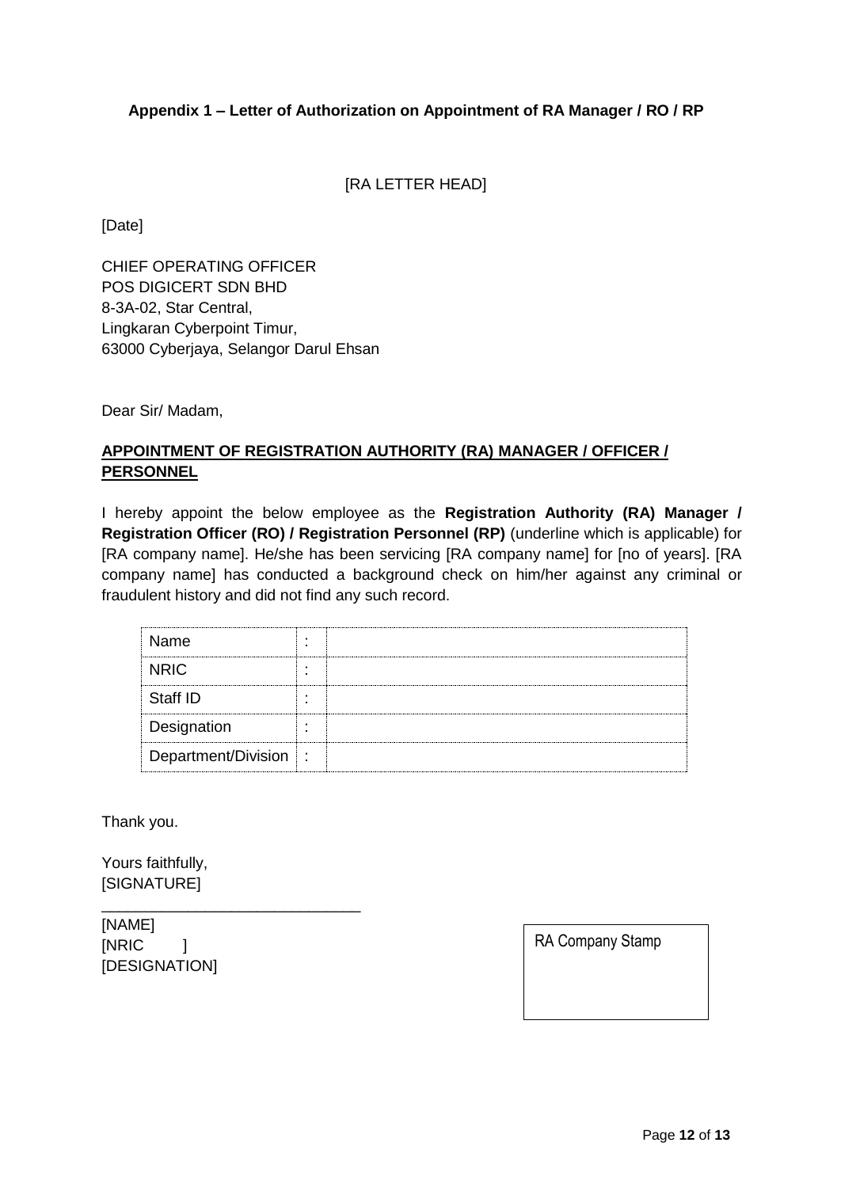**Appendix 1 – Letter of Authorization on Appointment of RA Manager / RO / RP**

[RA LETTER HEAD]

[Date]

CHIEF OPERATING OFFICER
POS DIGICERT SDN BHD
8-3A-02, Star Central,
Lingkaran Cyberpoint Timur,
63000 Cyberjaya, Selangor Darul Ehsan

Dear Sir/ Madam,

**APPOINTMENT OF REGISTRATION AUTHORITY (RA) MANAGER / OFFICER / PERSONNEL**

I hereby appoint the below employee as the **Registration Authority (RA) Manager / Registration Officer (RO) / Registration Personnel (RP)** (underline which is applicable) for [RA company name]. He/she has been servicing [RA company name] for [no of years]. [RA company name] has conducted a background check on him/her against any criminal or fraudulent history and did not find any such record.

| | | |
|---|---|---|
| Name | : | |
| NRIC | : | |
| Staff ID | : | |
| Designation | : | |
| Department/Division | : | |

Thank you.

Yours faithfully,
[SIGNATURE]

______________________________
[NAME]
[NRIC ]
[DESIGNATION]

RA Company Stamp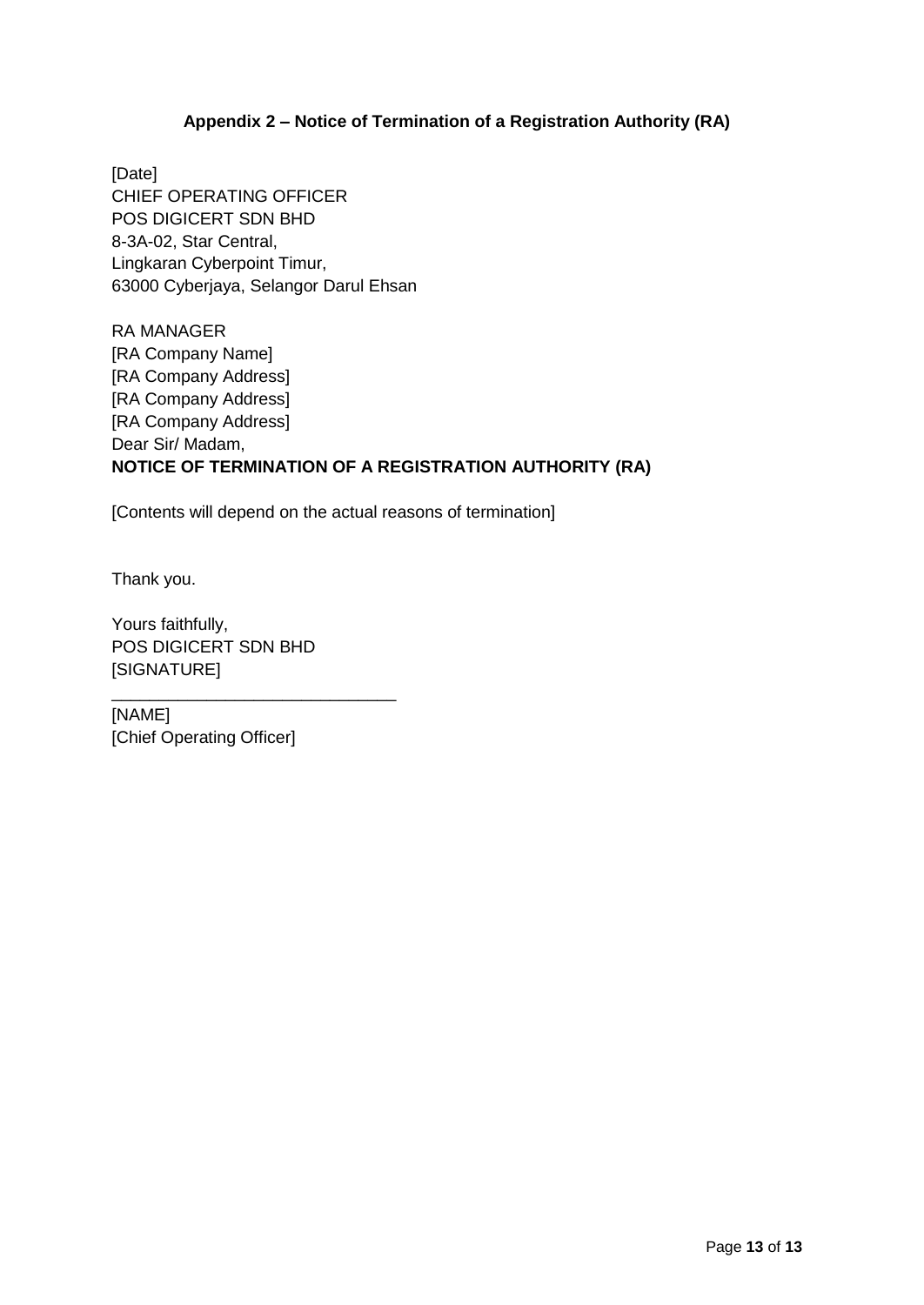## Appendix 2 – Notice of Termination of a Registration Authority (RA)

[Date]
CHIEF OPERATING OFFICER
POS DIGICERT SDN BHD
8-3A-02, Star Central,
Lingkaran Cyberpoint Timur,
63000 Cyberjaya, Selangor Darul Ehsan

RA MANAGER
[RA Company Name]
[RA Company Address]
[RA Company Address]
[RA Company Address]
Dear Sir/ Madam,
**NOTICE OF TERMINATION OF A REGISTRATION AUTHORITY (RA)**

[Contents will depend on the actual reasons of termination]

Thank you.

Yours faithfully,
POS DIGICERT SDN BHD
[SIGNATURE]

______________________________
[NAME]
[Chief Operating Officer]